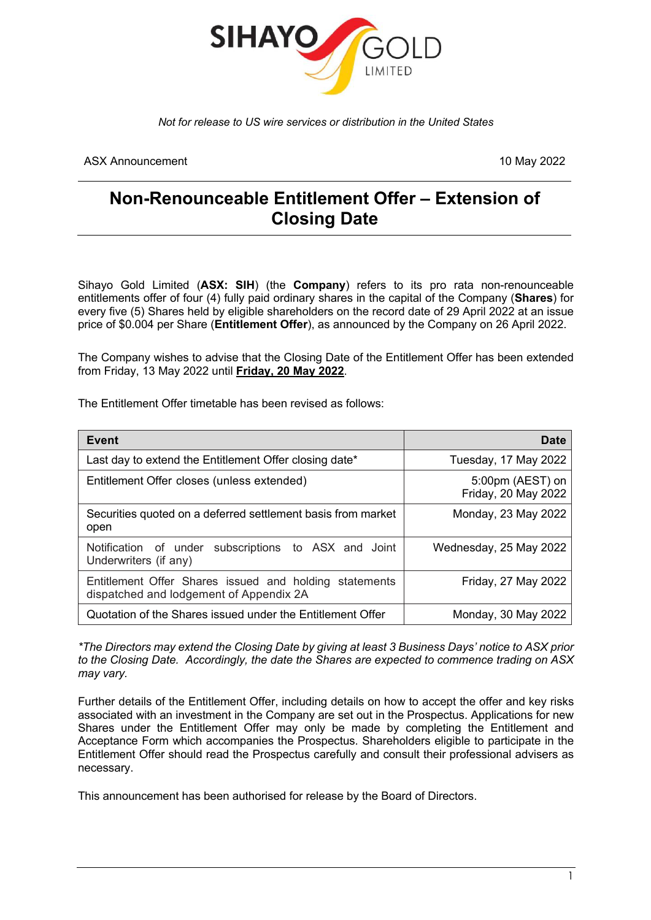SIHAYO GOLD LIMITED

*Not for release to US wire services or distribution in the United States*

ASX Announcement 10 May 2022

# Non-Renounceable Entitlement Offer – Extension of Closing Date

Sihayo Gold Limited (**ASX: SIH**) (the **Company**) refers to its pro rata non-renounceable entitlements offer of four (4) fully paid ordinary shares in the capital of the Company (**Shares**) for every five (5) Shares held by eligible shareholders on the record date of 29 April 2022 at an issue price of $0.004 per Share (**Entitlement Offer**), as announced by the Company on 26 April 2022.

The Company wishes to advise that the Closing Date of the Entitlement Offer has been extended from Friday, 13 May 2022 until **Friday, 20 May 2022**.

The Entitlement Offer timetable has been revised as follows:

| Event | Date |
|---|---|
| Last day to extend the Entitlement Offer closing date* | Tuesday, 17 May 2022 |
| Entitlement Offer closes (unless extended) | 5:00pm (AEST) on Friday, 20 May 2022 |
| Securities quoted on a deferred settlement basis from market open | Monday, 23 May 2022 |
| Notification of under subscriptions to ASX and Joint Underwriters (if any) | Wednesday, 25 May 2022 |
| Entitlement Offer Shares issued and holding statements dispatched and lodgement of Appendix 2A | Friday, 27 May 2022 |
| Quotation of the Shares issued under the Entitlement Offer | Monday, 30 May 2022 |

*\*The Directors may extend the Closing Date by giving at least 3 Business Days' notice to ASX prior to the Closing Date. Accordingly, the date the Shares are expected to commence trading on ASX may vary.*

Further details of the Entitlement Offer, including details on how to accept the offer and key risks associated with an investment in the Company are set out in the Prospectus. Applications for new Shares under the Entitlement Offer may only be made by completing the Entitlement and Acceptance Form which accompanies the Prospectus. Shareholders eligible to participate in the Entitlement Offer should read the Prospectus carefully and consult their professional advisers as necessary.

This announcement has been authorised for release by the Board of Directors.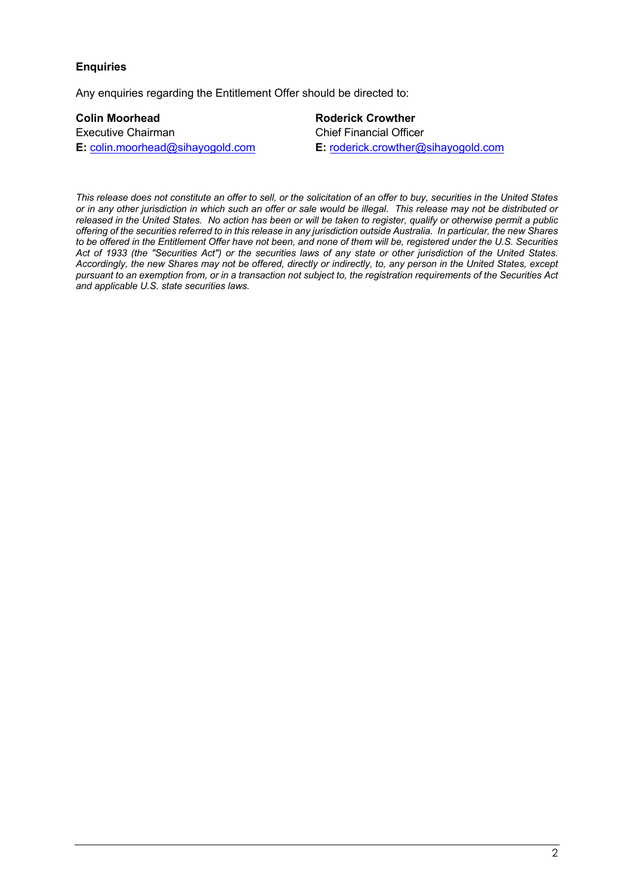**Enquiries**

Any enquiries regarding the Entitlement Offer should be directed to:

**Colin Moorhead**
Executive Chairman
**E:** colin.moorhead@sihayogold.com

**Roderick Crowther**
Chief Financial Officer
**E:** roderick.crowther@sihayogold.com

*This release does not constitute an offer to sell, or the solicitation of an offer to buy, securities in the United States or in any other jurisdiction in which such an offer or sale would be illegal. This release may not be distributed or released in the United States. No action has been or will be taken to register, qualify or otherwise permit a public offering of the securities referred to in this release in any jurisdiction outside Australia. In particular, the new Shares to be offered in the Entitlement Offer have not been, and none of them will be, registered under the U.S. Securities Act of 1933 (the "Securities Act") or the securities laws of any state or other jurisdiction of the United States. Accordingly, the new Shares may not be offered, directly or indirectly, to, any person in the United States, except pursuant to an exemption from, or in a transaction not subject to, the registration requirements of the Securities Act and applicable U.S. state securities laws.*